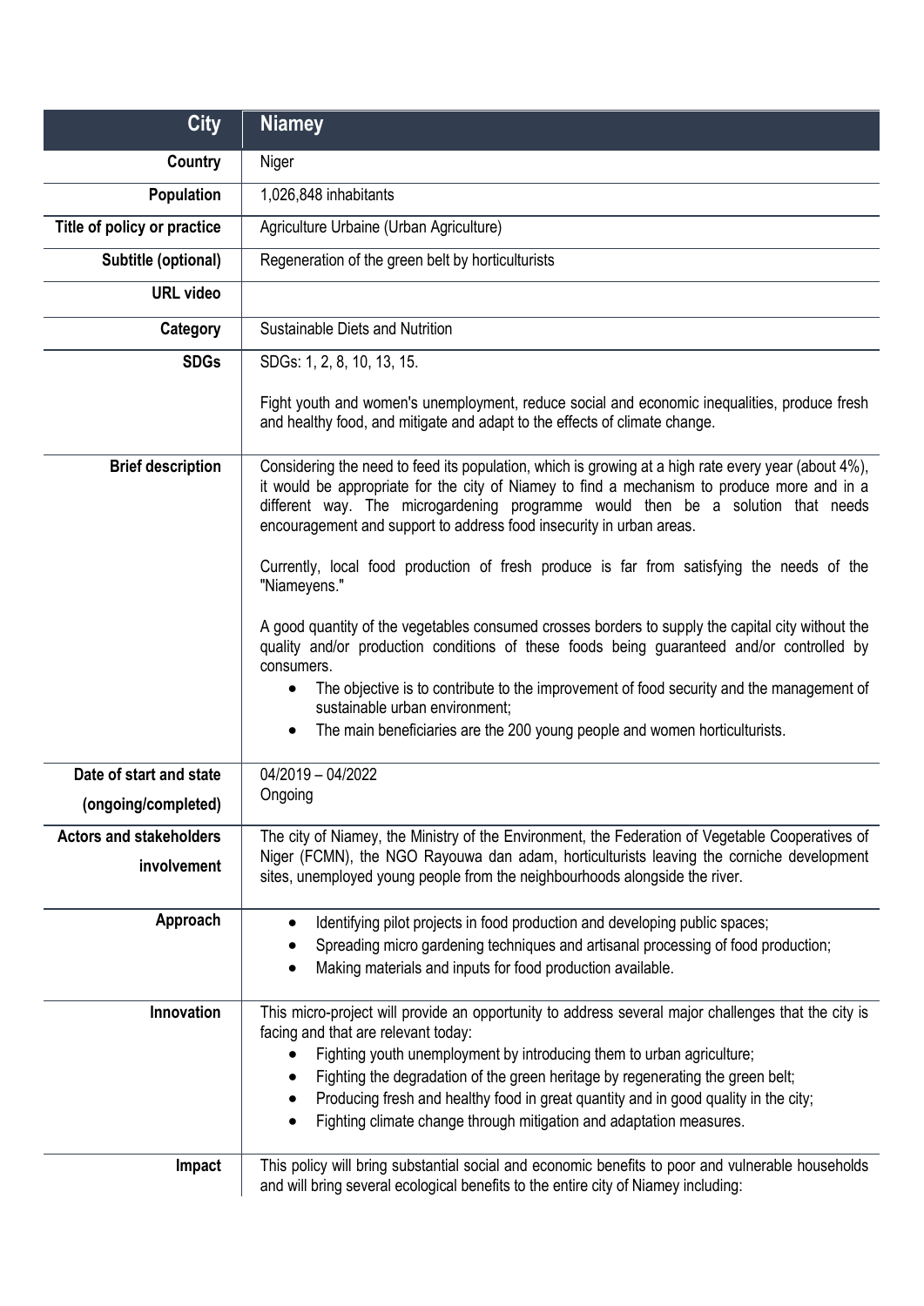| City | Niamey |
|---|---|
| **Country** | Niger |
| **Population** | 1,026,848 inhabitants |
| **Title of policy or practice** | Agriculture Urbaine (Urban Agriculture) |
| **Subtitle (optional)** | Regeneration of the green belt by horticulturists |
| **URL video** | |
| **Category** | Sustainable Diets and Nutrition |
| **SDGs** | SDGs: 1, 2, 8, 10, 13, 15.<br><br>Fight youth and women's unemployment, reduce social and economic inequalities, produce fresh and healthy food, and mitigate and adapt to the effects of climate change. |
| **Brief description** | Considering the need to feed its population, which is growing at a high rate every year (about 4%), it would be appropriate for the city of Niamey to find a mechanism to produce more and in a different way. The microgardening programme would then be a solution that needs encouragement and support to address food insecurity in urban areas.<br><br>Currently, local food production of fresh produce is far from satisfying the needs of the "Niameyens."<br><br>A good quantity of the vegetables consumed crosses borders to supply the capital city without the quality and/or production conditions of these foods being guaranteed and/or controlled by consumers.<br>• The objective is to contribute to the improvement of food security and the management of sustainable urban environment;<br>• The main beneficiaries are the 200 young people and women horticulturists. |
| **Date of start and state (ongoing/completed)** | 04/2019 – 04/2022<br>Ongoing |
| **Actors and stakeholders involvement** | The city of Niamey, the Ministry of the Environment, the Federation of Vegetable Cooperatives of Niger (FCMN), the NGO Rayouwa dan adam, horticulturists leaving the corniche development sites, unemployed young people from the neighbourhoods alongside the river. |
| **Approach** | • Identifying pilot projects in food production and developing public spaces;<br>• Spreading micro gardening techniques and artisanal processing of food production;<br>• Making materials and inputs for food production available. |
| **Innovation** | This micro-project will provide an opportunity to address several major challenges that the city is facing and that are relevant today:<br>• Fighting youth unemployment by introducing them to urban agriculture;<br>• Fighting the degradation of the green heritage by regenerating the green belt;<br>• Producing fresh and healthy food in great quantity and in good quality in the city;<br>• Fighting climate change through mitigation and adaptation measures. |
| **Impact** | This policy will bring substantial social and economic benefits to poor and vulnerable households and will bring several ecological benefits to the entire city of Niamey including: |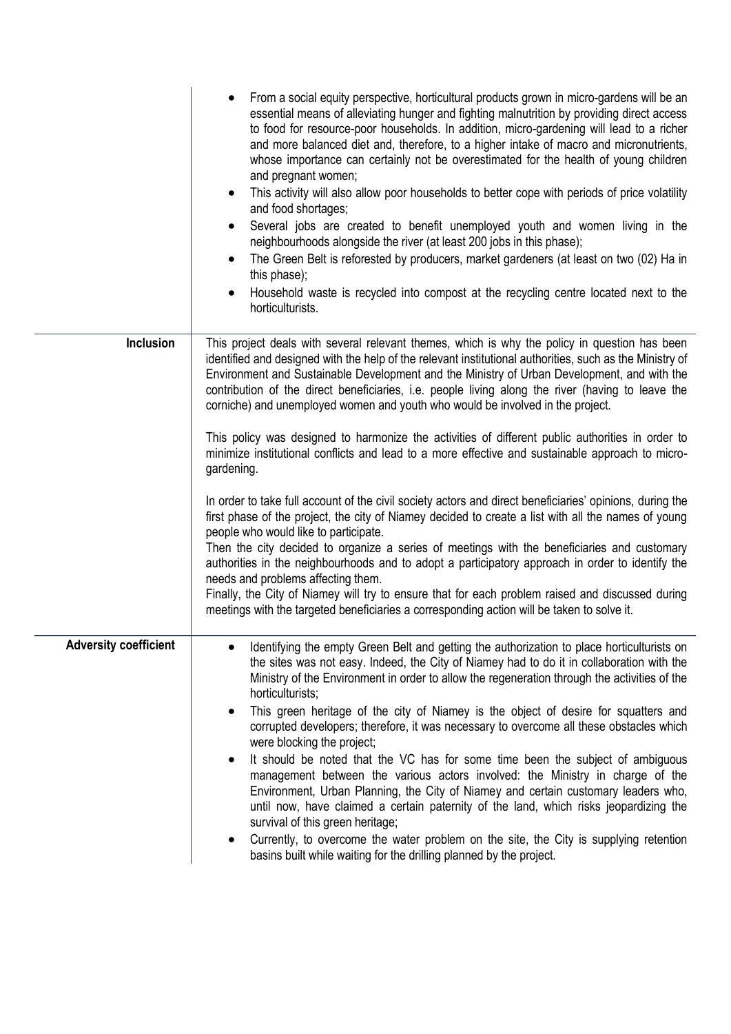| | |
|---|---|
| | • From a social equity perspective, horticultural products grown in micro-gardens will be an essential means of alleviating hunger and fighting malnutrition by providing direct access to food for resource-poor households. In addition, micro-gardening will lead to a richer and more balanced diet and, therefore, to a higher intake of macro and micronutrients, whose importance can certainly not be overestimated for the health of young children and pregnant women;<br>• This activity will also allow poor households to better cope with periods of price volatility and food shortages;<br>• Several jobs are created to benefit unemployed youth and women living in the neighbourhoods alongside the river (at least 200 jobs in this phase);<br>• The Green Belt is reforested by producers, market gardeners (at least on two (02) Ha in this phase);<br>• Household waste is recycled into compost at the recycling centre located next to the horticulturists. |
| **Inclusion** | This project deals with several relevant themes, which is why the policy in question has been identified and designed with the help of the relevant institutional authorities, such as the Ministry of Environment and Sustainable Development and the Ministry of Urban Development, and with the contribution of the direct beneficiaries, i.e. people living along the river (having to leave the corniche) and unemployed women and youth who would be involved in the project.<br><br>This policy was designed to harmonize the activities of different public authorities in order to minimize institutional conflicts and lead to a more effective and sustainable approach to micro-gardening.<br><br>In order to take full account of the civil society actors and direct beneficiaries' opinions, during the first phase of the project, the city of Niamey decided to create a list with all the names of young people who would like to participate.<br>Then the city decided to organize a series of meetings with the beneficiaries and customary authorities in the neighbourhoods and to adopt a participatory approach in order to identify the needs and problems affecting them.<br>Finally, the City of Niamey will try to ensure that for each problem raised and discussed during meetings with the targeted beneficiaries a corresponding action will be taken to solve it. |
| **Adversity coefficient** | • Identifying the empty Green Belt and getting the authorization to place horticulturists on the sites was not easy. Indeed, the City of Niamey had to do it in collaboration with the Ministry of the Environment in order to allow the regeneration through the activities of the horticulturists;<br>• This green heritage of the city of Niamey is the object of desire for squatters and corrupted developers; therefore, it was necessary to overcome all these obstacles which were blocking the project;<br>• It should be noted that the VC has for some time been the subject of ambiguous management between the various actors involved: the Ministry in charge of the Environment, Urban Planning, the City of Niamey and certain customary leaders who, until now, have claimed a certain paternity of the land, which risks jeopardizing the survival of this green heritage;<br>• Currently, to overcome the water problem on the site, the City is supplying retention basins built while waiting for the drilling planned by the project. |